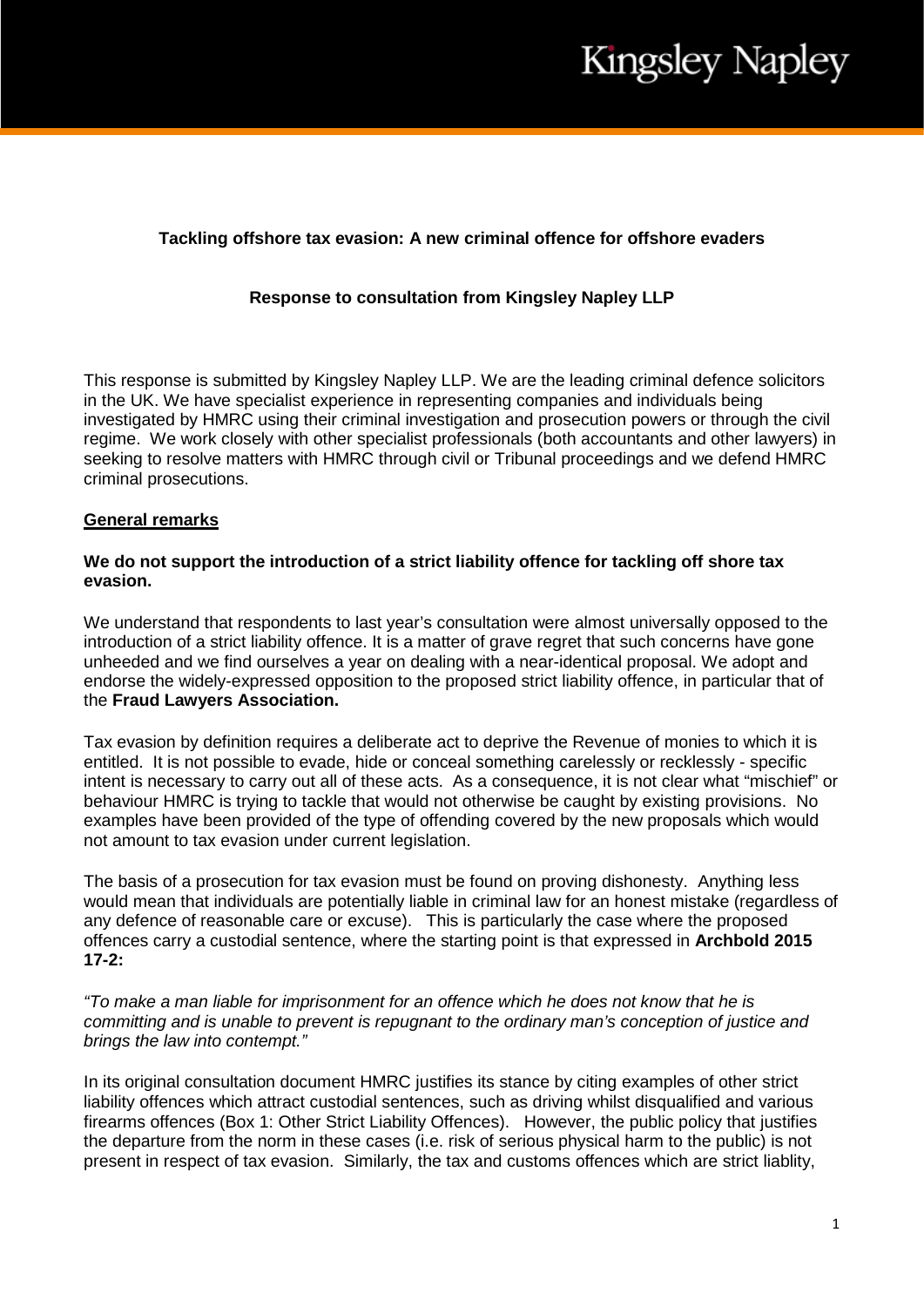Kingsley Napley

**Tackling offshore tax evasion: A new criminal offence for offshore evaders**

**Response to consultation from Kingsley Napley LLP**

This response is submitted by Kingsley Napley LLP. We are the leading criminal defence solicitors in the UK. We have specialist experience in representing companies and individuals being investigated by HMRC using their criminal investigation and prosecution powers or through the civil regime. We work closely with other specialist professionals (both accountants and other lawyers) in seeking to resolve matters with HMRC through civil or Tribunal proceedings and we defend HMRC criminal prosecutions.

## General remarks

**We do not support the introduction of a strict liability offence for tackling off shore tax evasion.**

We understand that respondents to last year's consultation were almost universally opposed to the introduction of a strict liability offence. It is a matter of grave regret that such concerns have gone unheeded and we find ourselves a year on dealing with a near-identical proposal. We adopt and endorse the widely-expressed opposition to the proposed strict liability offence, in particular that of the **Fraud Lawyers Association.**

Tax evasion by definition requires a deliberate act to deprive the Revenue of monies to which it is entitled. It is not possible to evade, hide or conceal something carelessly or recklessly - specific intent is necessary to carry out all of these acts. As a consequence, it is not clear what "mischief" or behaviour HMRC is trying to tackle that would not otherwise be caught by existing provisions. No examples have been provided of the type of offending covered by the new proposals which would not amount to tax evasion under current legislation.

The basis of a prosecution for tax evasion must be found on proving dishonesty. Anything less would mean that individuals are potentially liable in criminal law for an honest mistake (regardless of any defence of reasonable care or excuse). This is particularly the case where the proposed offences carry a custodial sentence, where the starting point is that expressed in **Archbold 2015 17-2:**

*"To make a man liable for imprisonment for an offence which he does not know that he is committing and is unable to prevent is repugnant to the ordinary man's conception of justice and brings the law into contempt."*

In its original consultation document HMRC justifies its stance by citing examples of other strict liability offences which attract custodial sentences, such as driving whilst disqualified and various firearms offences (Box 1: Other Strict Liability Offences). However, the public policy that justifies the departure from the norm in these cases (i.e. risk of serious physical harm to the public) is not present in respect of tax evasion. Similarly, the tax and customs offences which are strict liablity,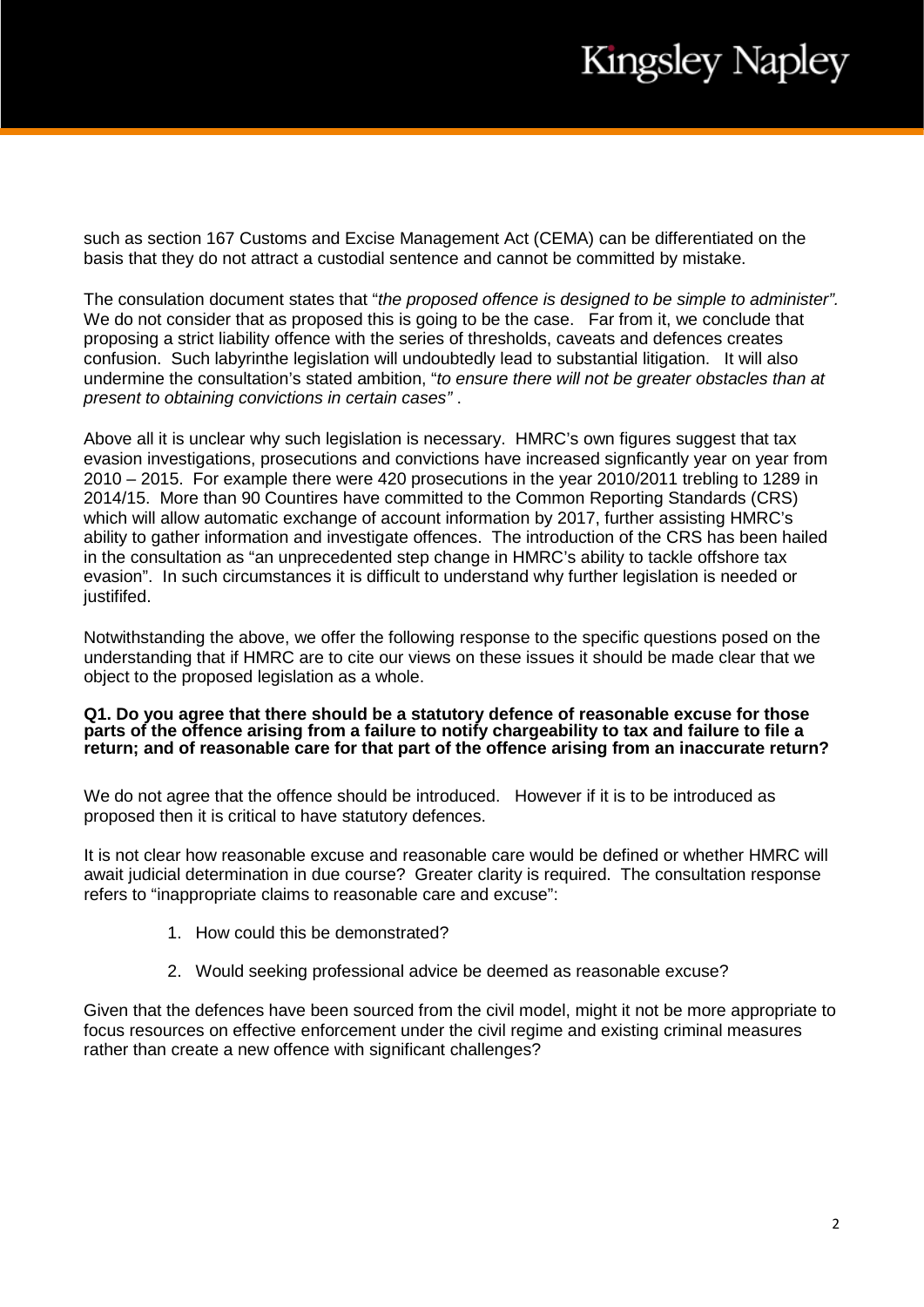such as section 167 Customs and Excise Management Act (CEMA) can be differentiated on the basis that they do not attract a custodial sentence and cannot be committed by mistake.

The consulation document states that "*the proposed offence is designed to be simple to administer".* We do not consider that as proposed this is going to be the case. Far from it, we conclude that proposing a strict liability offence with the series of thresholds, caveats and defences creates confusion. Such labyrinthe legislation will undoubtedly lead to substantial litigation. It will also undermine the consultation's stated ambition, "*to ensure there will not be greater obstacles than at present to obtaining convictions in certain cases"* .

Above all it is unclear why such legislation is necessary. HMRC's own figures suggest that tax evasion investigations, prosecutions and convictions have increased signficantly year on year from 2010 – 2015. For example there were 420 prosecutions in the year 2010/2011 trebling to 1289 in 2014/15. More than 90 Countires have committed to the Common Reporting Standards (CRS) which will allow automatic exchange of account information by 2017, further assisting HMRC's ability to gather information and investigate offences. The introduction of the CRS has been hailed in the consultation as "an unprecedented step change in HMRC's ability to tackle offshore tax evasion". In such circumstances it is difficult to understand why further legislation is needed or justififed.

Notwithstanding the above, we offer the following response to the specific questions posed on the understanding that if HMRC are to cite our views on these issues it should be made clear that we object to the proposed legislation as a whole.

**Q1. Do you agree that there should be a statutory defence of reasonable excuse for those parts of the offence arising from a failure to notify chargeability to tax and failure to file a return; and of reasonable care for that part of the offence arising from an inaccurate return?**

We do not agree that the offence should be introduced. However if it is to be introduced as proposed then it is critical to have statutory defences.

It is not clear how reasonable excuse and reasonable care would be defined or whether HMRC will await judicial determination in due course? Greater clarity is required. The consultation response refers to "inappropriate claims to reasonable care and excuse":

1. How could this be demonstrated?
2. Would seeking professional advice be deemed as reasonable excuse?

Given that the defences have been sourced from the civil model, might it not be more appropriate to focus resources on effective enforcement under the civil regime and existing criminal measures rather than create a new offence with significant challenges?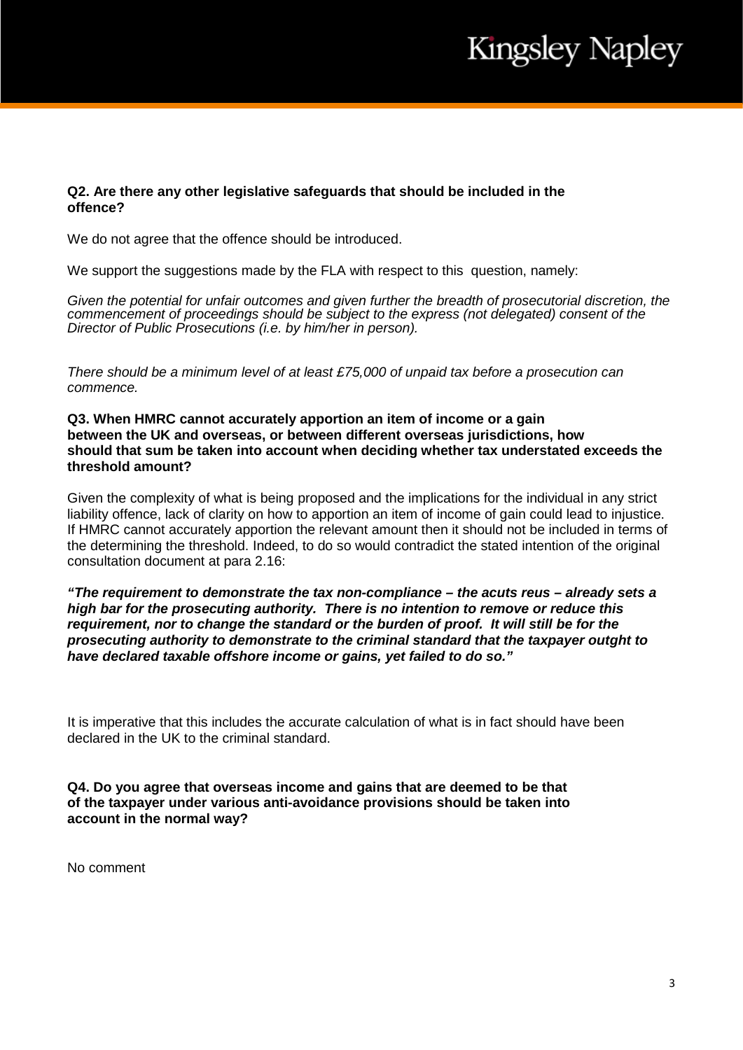**Q2. Are there any other legislative safeguards that should be included in the offence?**

We do not agree that the offence should be introduced.

We support the suggestions made by the FLA with respect to this question, namely:

*Given the potential for unfair outcomes and given further the breadth of prosecutorial discretion, the commencement of proceedings should be subject to the express (not delegated) consent of the Director of Public Prosecutions (i.e. by him/her in person).*

*There should be a minimum level of at least £75,000 of unpaid tax before a prosecution can commence.*

**Q3. When HMRC cannot accurately apportion an item of income or a gain between the UK and overseas, or between different overseas jurisdictions, how should that sum be taken into account when deciding whether tax understated exceeds the threshold amount?**

Given the complexity of what is being proposed and the implications for the individual in any strict liability offence, lack of clarity on how to apportion an item of income of gain could lead to injustice. If HMRC cannot accurately apportion the relevant amount then it should not be included in terms of the determining the threshold. Indeed, to do so would contradict the stated intention of the original consultation document at para 2.16:

***"The requirement to demonstrate the tax non-compliance – the acuts reus – already sets a high bar for the prosecuting authority. There is no intention to remove or reduce this requirement, nor to change the standard or the burden of proof. It will still be for the prosecuting authority to demonstrate to the criminal standard that the taxpayer outght to have declared taxable offshore income or gains, yet failed to do so."***

It is imperative that this includes the accurate calculation of what is in fact should have been declared in the UK to the criminal standard.

**Q4. Do you agree that overseas income and gains that are deemed to be that of the taxpayer under various anti-avoidance provisions should be taken into account in the normal way?**

No comment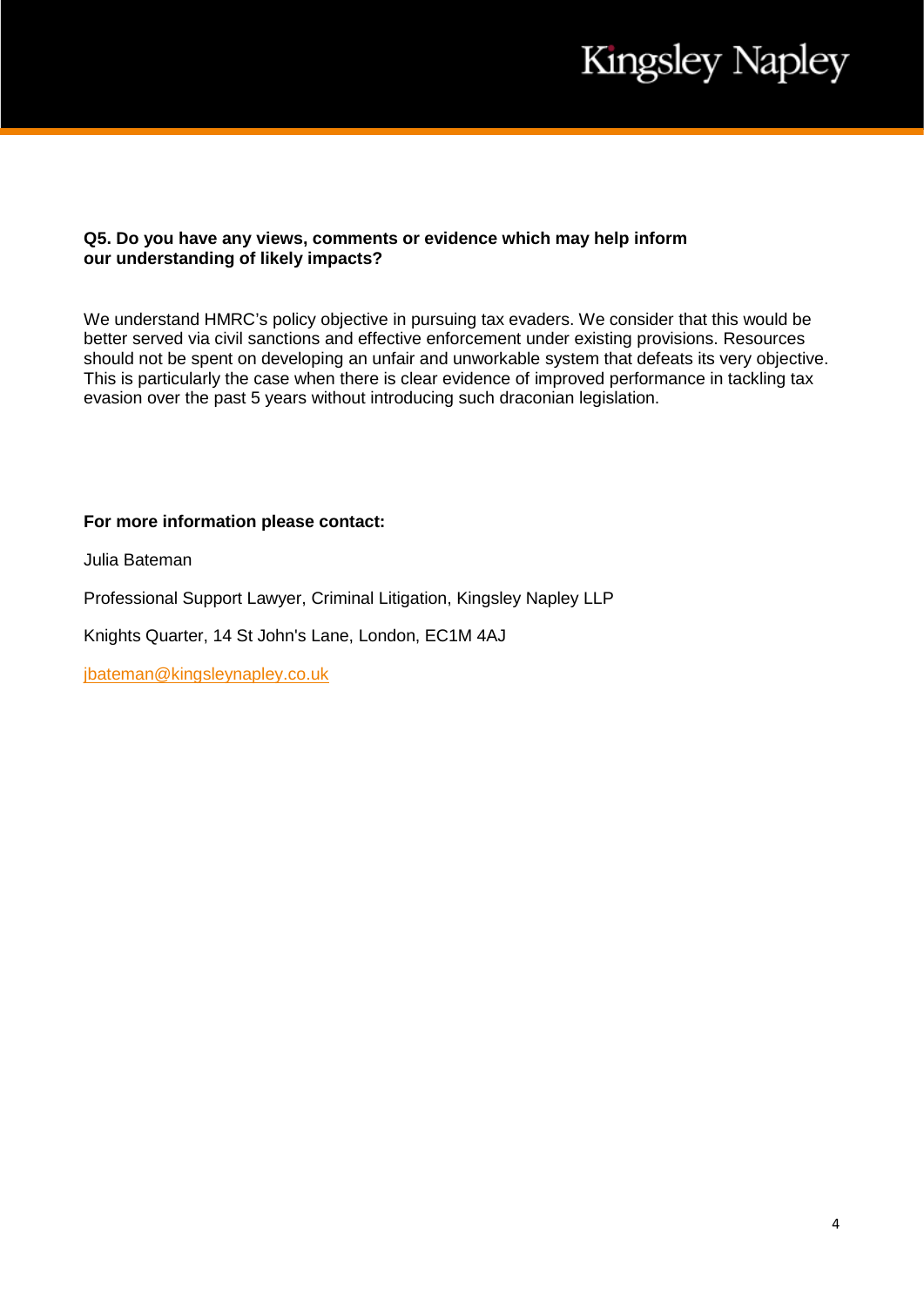**Q5. Do you have any views, comments or evidence which may help inform our understanding of likely impacts?**

We understand HMRC's policy objective in pursuing tax evaders. We consider that this would be better served via civil sanctions and effective enforcement under existing provisions. Resources should not be spent on developing an unfair and unworkable system that defeats its very objective. This is particularly the case when there is clear evidence of improved performance in tackling tax evasion over the past 5 years without introducing such draconian legislation.

**For more information please contact:**

Julia Bateman

Professional Support Lawyer, Criminal Litigation, Kingsley Napley LLP

Knights Quarter, 14 St John's Lane, London, EC1M 4AJ

jbateman@kingsleynapley.co.uk